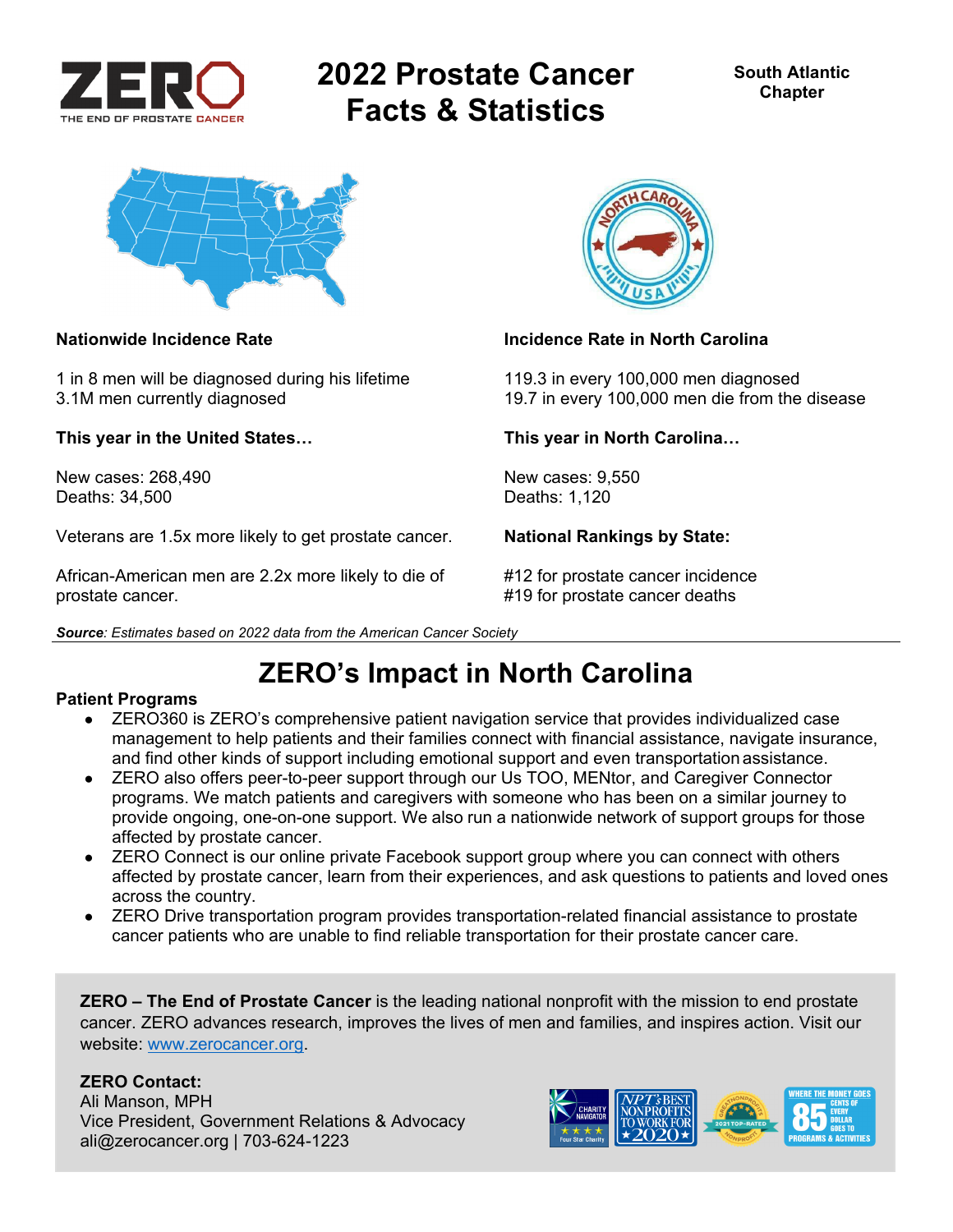ZERO — THE END OF PROSTATE CANCER

# 2022 Prostate Cancer Facts & Statistics

**South Atlantic Chapter**

**Nationwide Incidence Rate**

1 in 8 men will be diagnosed during his lifetime
3.1M men currently diagnosed

**This year in the United States…**

New cases: 268,490
Deaths: 34,500

Veterans are 1.5x more likely to get prostate cancer.

African-American men are 2.2x more likely to die of prostate cancer.

**Incidence Rate in North Carolina**

119.3 in every 100,000 men diagnosed
19.7 in every 100,000 men die from the disease

**This year in North Carolina…**

New cases: 9,550
Deaths: 1,120

**National Rankings by State:**

#12 for prostate cancer incidence
#19 for prostate cancer deaths

***Source**: Estimates based on 2022 data from the American Cancer Society*

## ZERO's Impact in North Carolina

**Patient Programs**

- ZERO360 is ZERO's comprehensive patient navigation service that provides individualized case management to help patients and their families connect with financial assistance, navigate insurance, and find other kinds of support including emotional support and even transportation assistance.
- ZERO also offers peer-to-peer support through our Us TOO, MENtor, and Caregiver Connector programs. We match patients and caregivers with someone who has been on a similar journey to provide ongoing, one-on-one support. We also run a nationwide network of support groups for those affected by prostate cancer.
- ZERO Connect is our online private Facebook support group where you can connect with others affected by prostate cancer, learn from their experiences, and ask questions to patients and loved ones across the country.
- ZERO Drive transportation program provides transportation-related financial assistance to prostate cancer patients who are unable to find reliable transportation for their prostate cancer care.

**ZERO – The End of Prostate Cancer** is the leading national nonprofit with the mission to end prostate cancer. ZERO advances research, improves the lives of men and families, and inspires action. Visit our website: [www.zerocancer.org](http://www.zerocancer.org).

**ZERO Contact:**
Ali Manson, MPH
Vice President, Government Relations & Advocacy
ali@zerocancer.org | 703-624-1223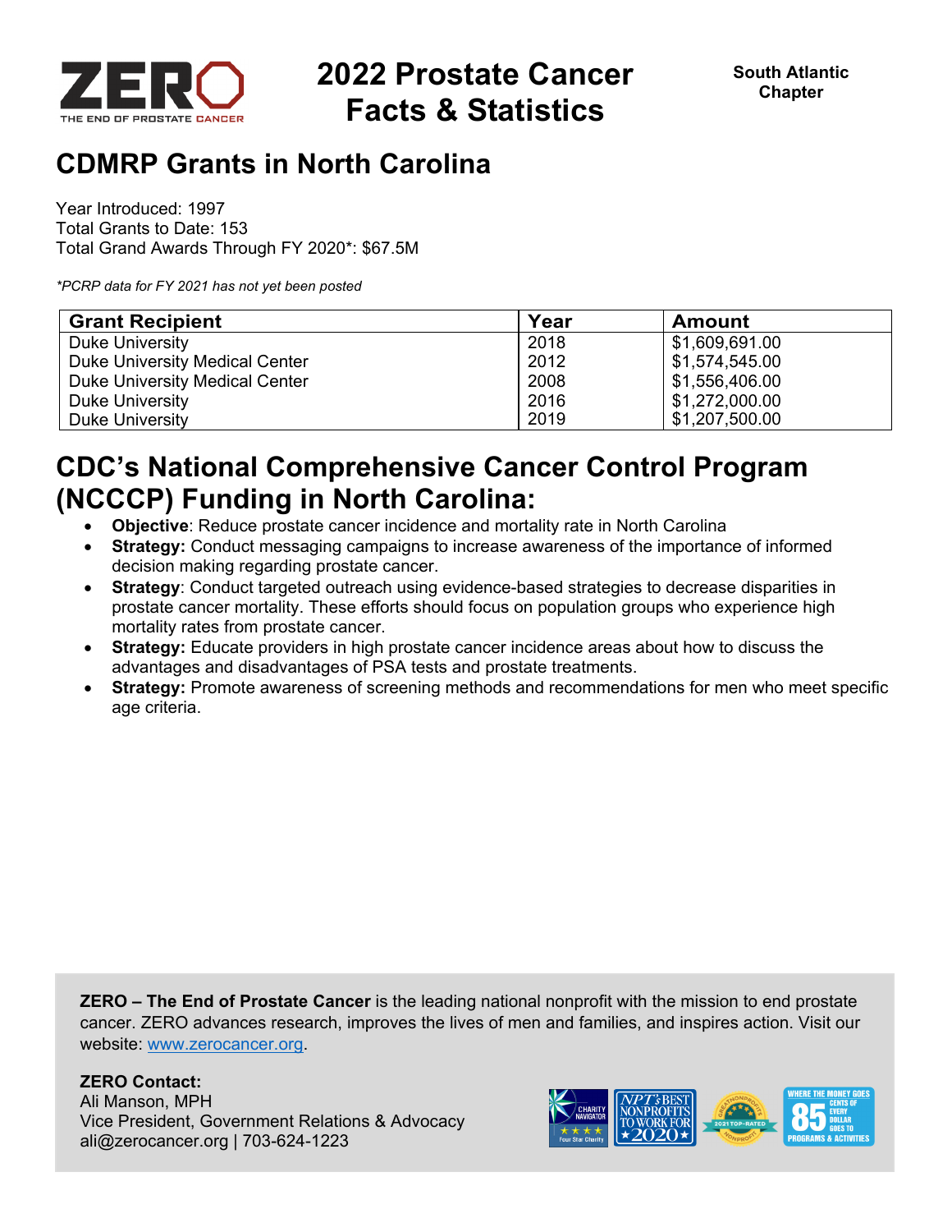# 2022 Prostate Cancer Facts & Statistics

South Atlantic Chapter

## CDMRP Grants in North Carolina

Year Introduced: 1997
Total Grants to Date: 153
Total Grand Awards Through FY 2020*: $67.5M

*\*PCRP data for FY 2021 has not yet been posted*

| Grant Recipient | Year | Amount |
|---|---|---|
| Duke University | 2018 | $1,609,691.00 |
| Duke University Medical Center | 2012 | $1,574,545.00 |
| Duke University Medical Center | 2008 | $1,556,406.00 |
| Duke University | 2016 | $1,272,000.00 |
| Duke University | 2019 | $1,207,500.00 |

## CDC's National Comprehensive Cancer Control Program (NCCCP) Funding in North Carolina:

- **Objective**: Reduce prostate cancer incidence and mortality rate in North Carolina
- **Strategy:** Conduct messaging campaigns to increase awareness of the importance of informed decision making regarding prostate cancer.
- **Strategy**: Conduct targeted outreach using evidence-based strategies to decrease disparities in prostate cancer mortality. These efforts should focus on population groups who experience high mortality rates from prostate cancer.
- **Strategy:** Educate providers in high prostate cancer incidence areas about how to discuss the advantages and disadvantages of PSA tests and prostate treatments.
- **Strategy:** Promote awareness of screening methods and recommendations for men who meet specific age criteria.

**ZERO – The End of Prostate Cancer** is the leading national nonprofit with the mission to end prostate cancer. ZERO advances research, improves the lives of men and families, and inspires action. Visit our website: www.zerocancer.org.

**ZERO Contact:**
Ali Manson, MPH
Vice President, Government Relations & Advocacy
ali@zerocancer.org | 703-624-1223